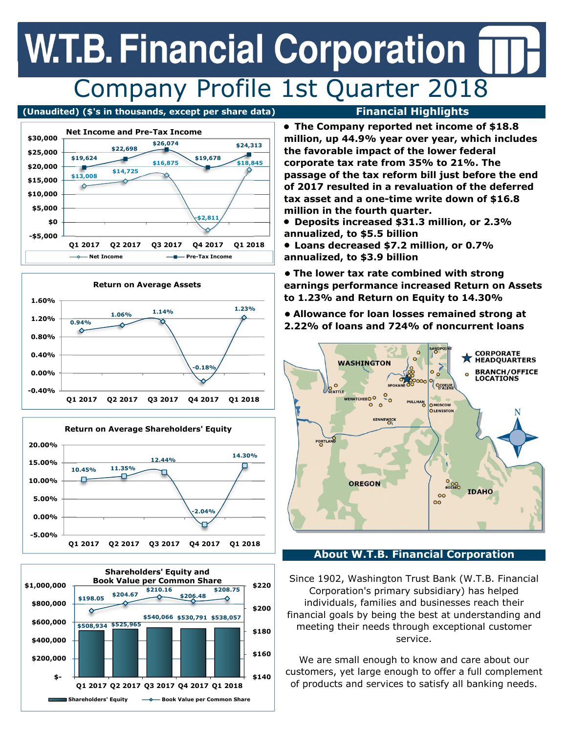# W.T.B. Financial Corporation

## Company Profile 1st Quarter 2018

(Unaudited) ($'s in thousands, except per share data)

### Net Income and Pre-Tax Income

| | Q1 2017 | Q2 2017 | Q3 2017 | Q4 2017 | Q1 2018 |
|---|---|---|---|---|---|
| Net Income | $13,008 | $14,725 | $16,875 | -$2,811 | $18,845 |
| Pre-Tax Income | $19,624 | $22,698 | $26,074 | $19,678 | $24,313 |

### Return on Average Assets

| Q1 2017 | Q2 2017 | Q3 2017 | Q4 2017 | Q1 2018 |
|---|---|---|---|---|
| 0.94% | 1.06% | 1.14% | -0.18% | 1.23% |

### Return on Average Shareholders' Equity

| Q1 2017 | Q2 2017 | Q3 2017 | Q4 2017 | Q1 2018 |
|---|---|---|---|---|
| 10.45% | 11.35% | 12.44% | -2.04% | 14.30% |

### Shareholders' Equity and Book Value per Common Share

| | Q1 2017 | Q2 2017 | Q3 2017 | Q4 2017 | Q1 2018 |
|---|---|---|---|---|---|
| Shareholders' Equity | $508,934 | $525,965 | $540,066 | $530,791 | $538,057 |
| Book Value per Common Share | $198.05 | $204.67 | $210.16 | $206.48 | $208.75 |

## Financial Highlights

- **The Company reported net income of $18.8 million, up 44.9% year over year, which includes the favorable impact of the lower federal corporate tax rate from 35% to 21%. The passage of the tax reform bill just before the end of 2017 resulted in a revaluation of the deferred tax asset and a one-time write down of $16.8 million in the fourth quarter.**
- **Deposits increased $31.3 million, or 2.3% annualized, to $5.5 billion**
- **Loans decreased $7.2 million, or 0.7% annualized, to $3.9 billion**
- **The lower tax rate combined with strong earnings performance increased Return on Assets to 1.23% and Return on Equity to 14.30%**
- **Allowance for loan losses remained strong at 2.22% of loans and 724% of noncurrent loans**

## About W.T.B. Financial Corporation

Since 1902, Washington Trust Bank (W.T.B. Financial Corporation's primary subsidiary) has helped individuals, families and businesses reach their financial goals by being the best at understanding and meeting their needs through exceptional customer service.

We are small enough to know and care about our customers, yet large enough to offer a full complement of products and services to satisfy all banking needs.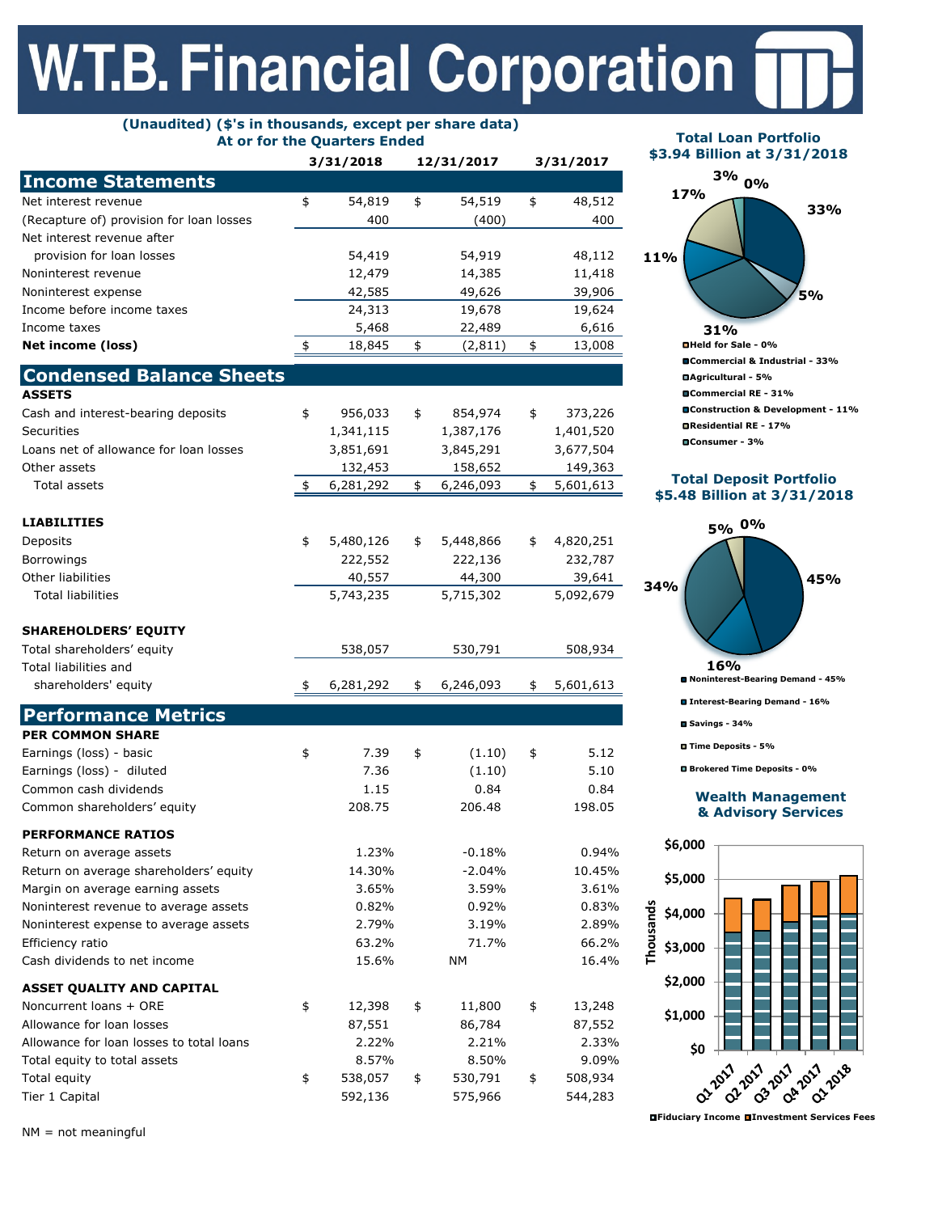# W.T.B. Financial Corporation

**(Unaudited) ($'s in thousands, except per share data)**
**At or for the Quarters Ended**

## Income Statements

| | 3/31/2018 | 12/31/2017 | 3/31/2017 |
|---|---|---|---|
| Net interest revenue | $ 54,819 | $ 54,519 | $ 48,512 |
| (Recapture of) provision for loan losses | 400 | (400) | 400 |
| Net interest revenue after provision for loan losses | 54,419 | 54,919 | 48,112 |
| Noninterest revenue | 12,479 | 14,385 | 11,418 |
| Noninterest expense | 42,585 | 49,626 | 39,906 |
| Income before income taxes | 24,313 | 19,678 | 19,624 |
| Income taxes | 5,468 | 22,489 | 6,616 |
| **Net income (loss)** | $ 18,845 | $ (2,811) | $ 13,008 |

## Condensed Balance Sheets

| | 3/31/2018 | 12/31/2017 | 3/31/2017 |
|---|---|---|---|
| **ASSETS** | | | |
| Cash and interest-bearing deposits | $ 956,033 | $ 854,974 | $ 373,226 |
| Securities | 1,341,115 | 1,387,176 | 1,401,520 |
| Loans net of allowance for loan losses | 3,851,691 | 3,845,291 | 3,677,504 |
| Other assets | 132,453 | 158,652 | 149,363 |
| Total assets | $ 6,281,292 | $ 6,246,093 | $ 5,601,613 |
| **LIABILITIES** | | | |
| Deposits | $ 5,480,126 | $ 5,448,866 | $ 4,820,251 |
| Borrowings | 222,552 | 222,136 | 232,787 |
| Other liabilities | 40,557 | 44,300 | 39,641 |
| Total liabilities | 5,743,235 | 5,715,302 | 5,092,679 |
| **SHAREHOLDERS' EQUITY** | | | |
| Total shareholders' equity | 538,057 | 530,791 | 508,934 |
| Total liabilities and shareholders' equity | $ 6,281,292 | $ 6,246,093 | $ 5,601,613 |

## Performance Metrics

| | 3/31/2018 | 12/31/2017 | 3/31/2017 |
|---|---|---|---|
| **PER COMMON SHARE** | | | |
| Earnings (loss) - basic | $ 7.39 | $ (1.10) | $ 5.12 |
| Earnings (loss) - diluted | 7.36 | (1.10) | 5.10 |
| Common cash dividends | 1.15 | 0.84 | 0.84 |
| Common shareholders' equity | 208.75 | 206.48 | 198.05 |
| **PERFORMANCE RATIOS** | | | |
| Return on average assets | 1.23% | -0.18% | 0.94% |
| Return on average shareholders' equity | 14.30% | -2.04% | 10.45% |
| Margin on average earning assets | 3.65% | 3.59% | 3.61% |
| Noninterest revenue to average assets | 0.82% | 0.92% | 0.83% |
| Noninterest expense to average assets | 2.79% | 3.19% | 2.89% |
| Efficiency ratio | 63.2% | 71.7% | 66.2% |
| Cash dividends to net income | 15.6% | NM | 16.4% |
| **ASSET QUALITY AND CAPITAL** | | | |
| Noncurrent loans + ORE | $ 12,398 | $ 11,800 | $ 13,248 |
| Allowance for loan losses | 87,551 | 86,784 | 87,552 |
| Allowance for loan losses to total loans | 2.22% | 2.21% | 2.33% |
| Total equity to total assets | 8.57% | 8.50% | 9.09% |
| Total equity | $ 538,057 | $ 530,791 | $ 508,934 |
| Tier 1 Capital | 592,136 | 575,966 | 544,283 |

NM = not meaningful

**Total Loan Portfolio**
**$3.94 Billion at 3/31/2018**

3% 0% 33% 5% 31% 11% 17%

- Held for Sale - 0%
- Commercial & Industrial - 33%
- Agricultural - 5%
- Commercial RE - 31%
- Construction & Development - 11%
- Residential RE - 17%
- Consumer - 3%

**Total Deposit Portfolio**
**$5.48 Billion at 3/31/2018**

5% 0% 45% 16% 34%

- Noninterest-Bearing Demand - 45%
- Interest-Bearing Demand - 16%
- Savings - 34%
- Time Deposits - 5%
- Brokered Time Deposits - 0%

**Wealth Management & Advisory Services**

Thousands

$6,000
$5,000
$4,000
$3,000
$2,000
$1,000
$0

Q1 2017 Q2 2017 Q3 2017 Q4 2017 Q1 2018

- Fiduciary Income
- Investment Services Fees